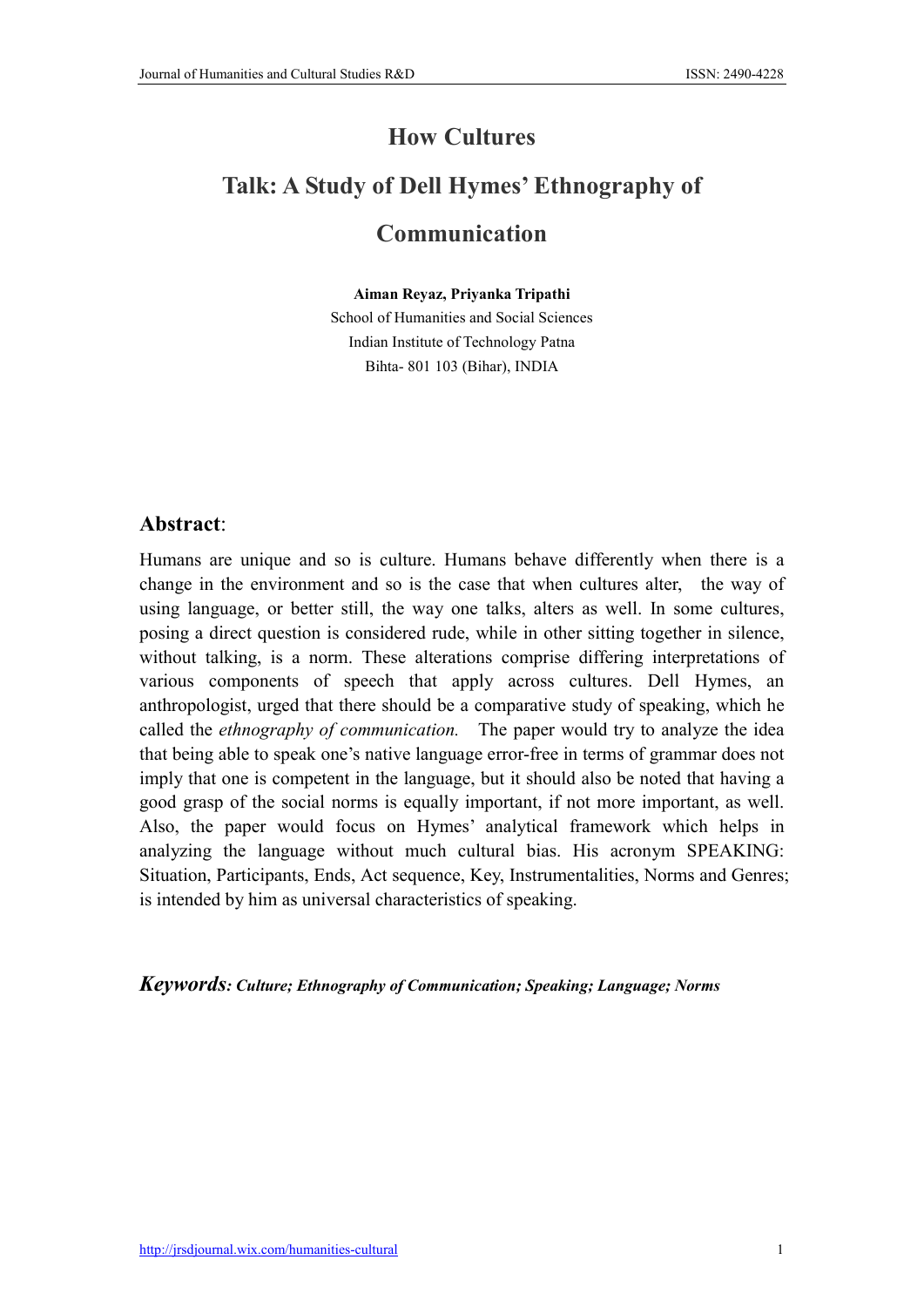# How Cultures Talk: A Study of Dell Hymes' Ethnography of Communication

**Aiman Reyaz, Priyanka Tripathi**

School of Humanities and Social Sciences
Indian Institute of Technology Patna
Bihta- 801 103 (Bihar), INDIA

## Abstract:

Humans are unique and so is culture. Humans behave differently when there is a change in the environment and so is the case that when cultures alter, the way of using language, or better still, the way one talks, alters as well. In some cultures, posing a direct question is considered rude, while in other sitting together in silence, without talking, is a norm. These alterations comprise differing interpretations of various components of speech that apply across cultures. Dell Hymes, an anthropologist, urged that there should be a comparative study of speaking, which he called the *ethnography of communication.* The paper would try to analyze the idea that being able to speak one's native language error-free in terms of grammar does not imply that one is competent in the language, but it should also be noted that having a good grasp of the social norms is equally important, if not more important, as well. Also, the paper would focus on Hymes' analytical framework which helps in analyzing the language without much cultural bias. His acronym SPEAKING: Situation, Participants, Ends, Act sequence, Key, Instrumentalities, Norms and Genres; is intended by him as universal characteristics of speaking.

***Keywords**: Culture; Ethnography of Communication; Speaking; Language; Norms*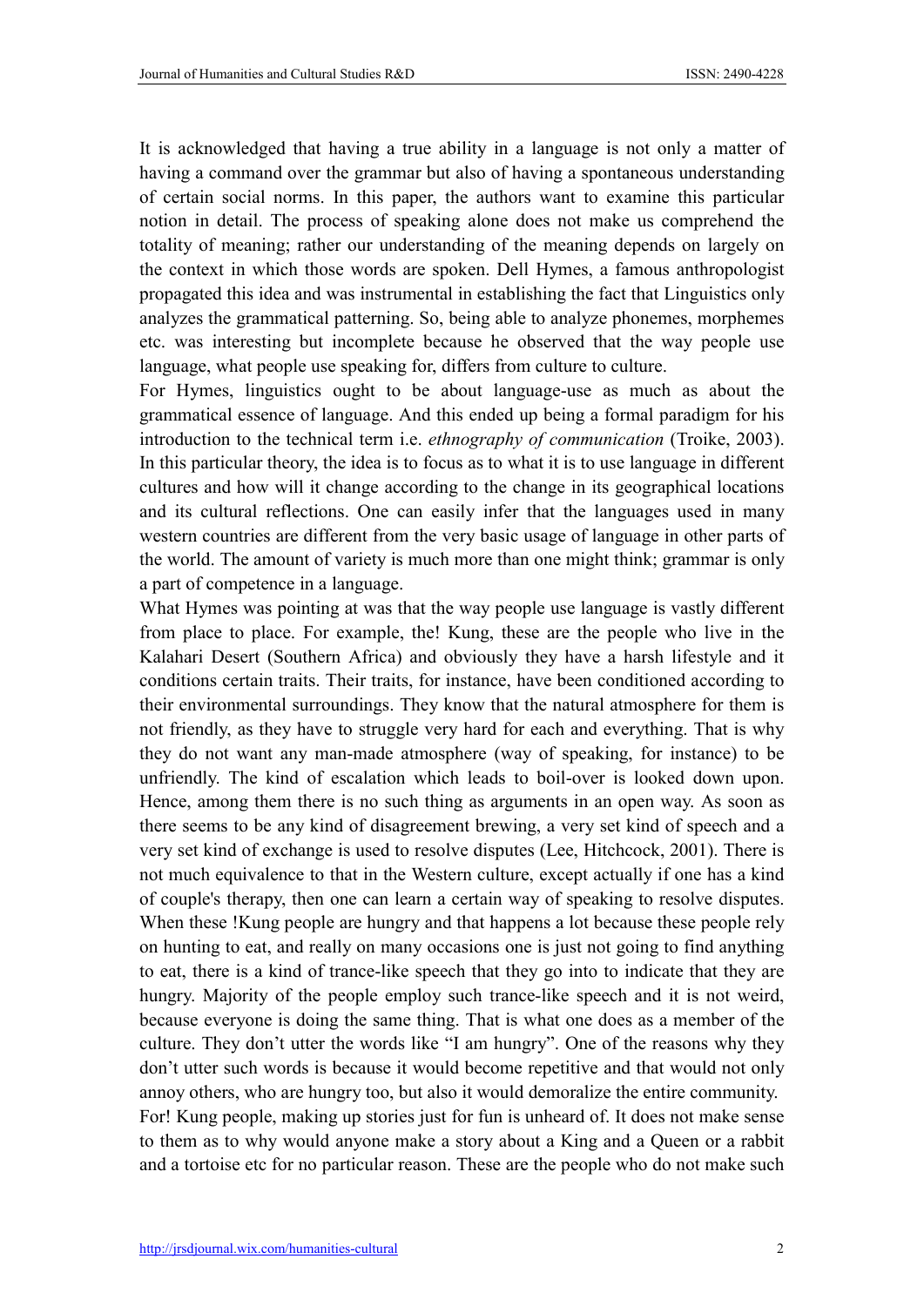It is acknowledged that having a true ability in a language is not only a matter of having a command over the grammar but also of having a spontaneous understanding of certain social norms. In this paper, the authors want to examine this particular notion in detail. The process of speaking alone does not make us comprehend the totality of meaning; rather our understanding of the meaning depends on largely on the context in which those words are spoken. Dell Hymes, a famous anthropologist propagated this idea and was instrumental in establishing the fact that Linguistics only analyzes the grammatical patterning. So, being able to analyze phonemes, morphemes etc. was interesting but incomplete because he observed that the way people use language, what people use speaking for, differs from culture to culture.

For Hymes, linguistics ought to be about language-use as much as about the grammatical essence of language. And this ended up being a formal paradigm for his introduction to the technical term i.e. *ethnography of communication* (Troike, 2003). In this particular theory, the idea is to focus as to what it is to use language in different cultures and how will it change according to the change in its geographical locations and its cultural reflections. One can easily infer that the languages used in many western countries are different from the very basic usage of language in other parts of the world. The amount of variety is much more than one might think; grammar is only a part of competence in a language.

What Hymes was pointing at was that the way people use language is vastly different from place to place. For example, the! Kung, these are the people who live in the Kalahari Desert (Southern Africa) and obviously they have a harsh lifestyle and it conditions certain traits. Their traits, for instance, have been conditioned according to their environmental surroundings. They know that the natural atmosphere for them is not friendly, as they have to struggle very hard for each and everything. That is why they do not want any man-made atmosphere (way of speaking, for instance) to be unfriendly. The kind of escalation which leads to boil-over is looked down upon. Hence, among them there is no such thing as arguments in an open way. As soon as there seems to be any kind of disagreement brewing, a very set kind of speech and a very set kind of exchange is used to resolve disputes (Lee, Hitchcock, 2001). There is not much equivalence to that in the Western culture, except actually if one has a kind of couple's therapy, then one can learn a certain way of speaking to resolve disputes. When these !Kung people are hungry and that happens a lot because these people rely on hunting to eat, and really on many occasions one is just not going to find anything to eat, there is a kind of trance-like speech that they go into to indicate that they are hungry. Majority of the people employ such trance-like speech and it is not weird, because everyone is doing the same thing. That is what one does as a member of the culture. They don't utter the words like "I am hungry". One of the reasons why they don't utter such words is because it would become repetitive and that would not only annoy others, who are hungry too, but also it would demoralize the entire community.

For! Kung people, making up stories just for fun is unheard of. It does not make sense to them as to why would anyone make a story about a King and a Queen or a rabbit and a tortoise etc for no particular reason. These are the people who do not make such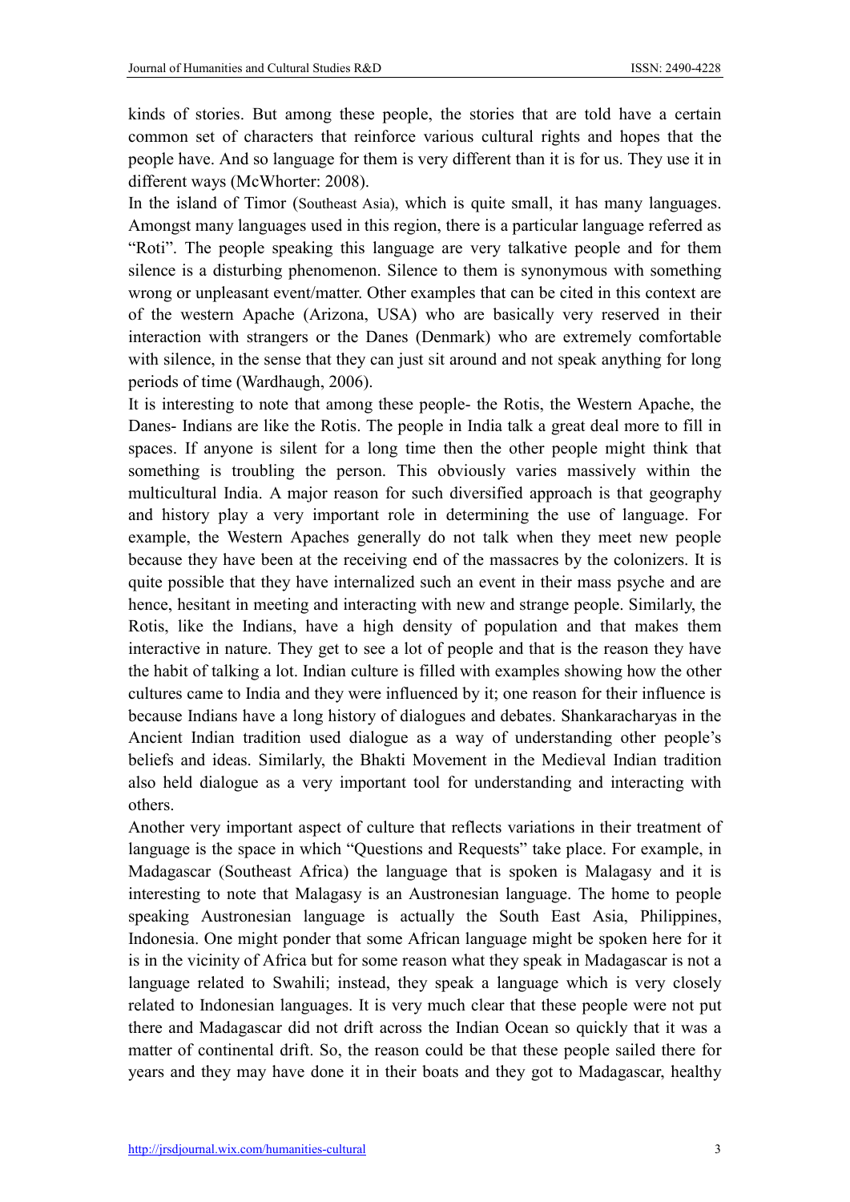kinds of stories. But among these people, the stories that are told have a certain common set of characters that reinforce various cultural rights and hopes that the people have. And so language for them is very different than it is for us. They use it in different ways (McWhorter: 2008).

In the island of Timor (Southeast Asia), which is quite small, it has many languages. Amongst many languages used in this region, there is a particular language referred as "Roti". The people speaking this language are very talkative people and for them silence is a disturbing phenomenon. Silence to them is synonymous with something wrong or unpleasant event/matter. Other examples that can be cited in this context are of the western Apache (Arizona, USA) who are basically very reserved in their interaction with strangers or the Danes (Denmark) who are extremely comfortable with silence, in the sense that they can just sit around and not speak anything for long periods of time (Wardhaugh, 2006).

It is interesting to note that among these people- the Rotis, the Western Apache, the Danes- Indians are like the Rotis. The people in India talk a great deal more to fill in spaces. If anyone is silent for a long time then the other people might think that something is troubling the person. This obviously varies massively within the multicultural India. A major reason for such diversified approach is that geography and history play a very important role in determining the use of language. For example, the Western Apaches generally do not talk when they meet new people because they have been at the receiving end of the massacres by the colonizers. It is quite possible that they have internalized such an event in their mass psyche and are hence, hesitant in meeting and interacting with new and strange people. Similarly, the Rotis, like the Indians, have a high density of population and that makes them interactive in nature. They get to see a lot of people and that is the reason they have the habit of talking a lot. Indian culture is filled with examples showing how the other cultures came to India and they were influenced by it; one reason for their influence is because Indians have a long history of dialogues and debates. Shankaracharyas in the Ancient Indian tradition used dialogue as a way of understanding other people's beliefs and ideas. Similarly, the Bhakti Movement in the Medieval Indian tradition also held dialogue as a very important tool for understanding and interacting with others.

Another very important aspect of culture that reflects variations in their treatment of language is the space in which "Questions and Requests" take place. For example, in Madagascar (Southeast Africa) the language that is spoken is Malagasy and it is interesting to note that Malagasy is an Austronesian language. The home to people speaking Austronesian language is actually the South East Asia, Philippines, Indonesia. One might ponder that some African language might be spoken here for it is in the vicinity of Africa but for some reason what they speak in Madagascar is not a language related to Swahili; instead, they speak a language which is very closely related to Indonesian languages. It is very much clear that these people were not put there and Madagascar did not drift across the Indian Ocean so quickly that it was a matter of continental drift. So, the reason could be that these people sailed there for years and they may have done it in their boats and they got to Madagascar, healthy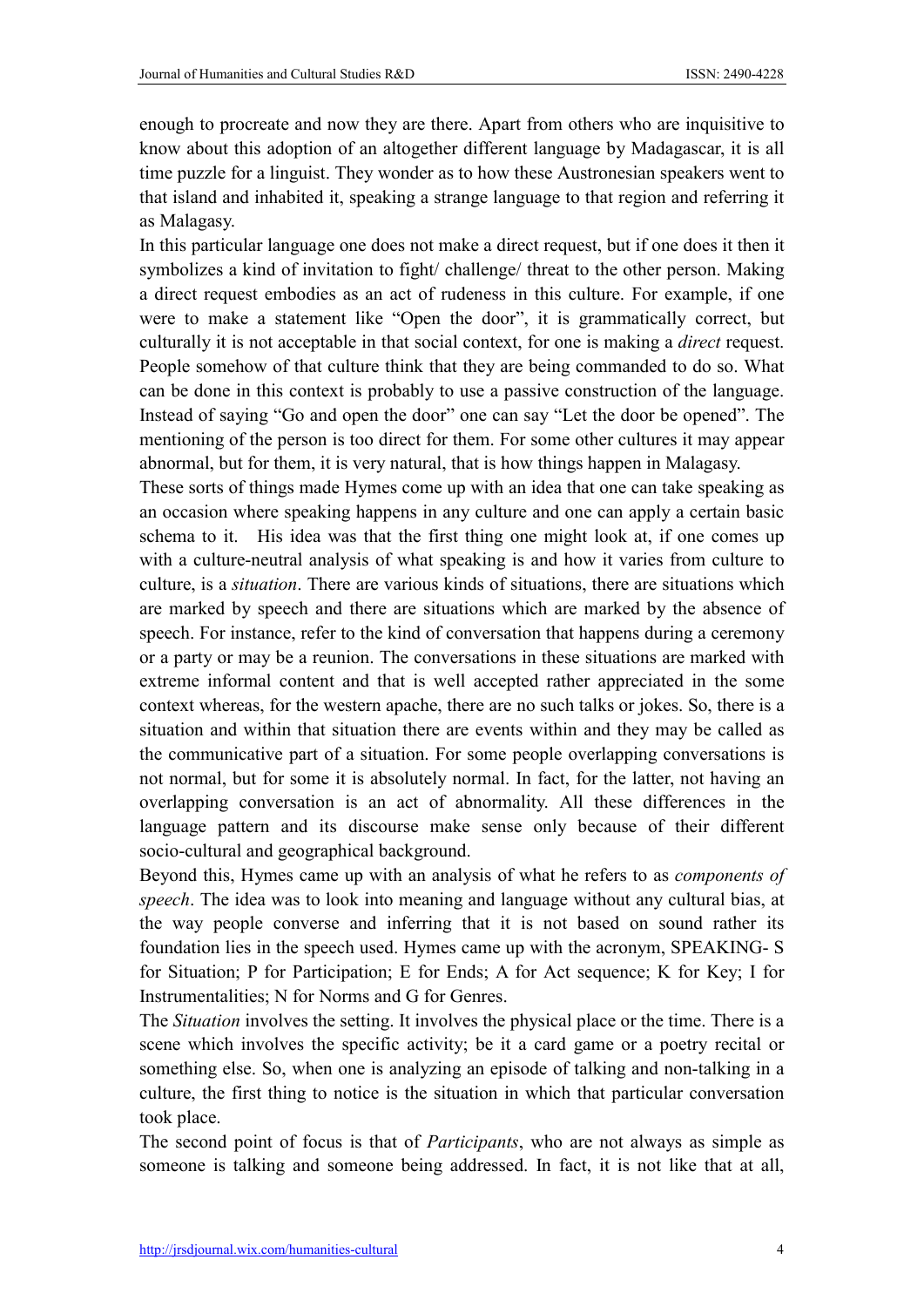enough to procreate and now they are there. Apart from others who are inquisitive to know about this adoption of an altogether different language by Madagascar, it is all time puzzle for a linguist. They wonder as to how these Austronesian speakers went to that island and inhabited it, speaking a strange language to that region and referring it as Malagasy.

In this particular language one does not make a direct request, but if one does it then it symbolizes a kind of invitation to fight/ challenge/ threat to the other person. Making a direct request embodies as an act of rudeness in this culture. For example, if one were to make a statement like "Open the door", it is grammatically correct, but culturally it is not acceptable in that social context, for one is making a *direct* request. People somehow of that culture think that they are being commanded to do so. What can be done in this context is probably to use a passive construction of the language. Instead of saying "Go and open the door" one can say "Let the door be opened". The mentioning of the person is too direct for them. For some other cultures it may appear abnormal, but for them, it is very natural, that is how things happen in Malagasy.

These sorts of things made Hymes come up with an idea that one can take speaking as an occasion where speaking happens in any culture and one can apply a certain basic schema to it. His idea was that the first thing one might look at, if one comes up with a culture-neutral analysis of what speaking is and how it varies from culture to culture, is a *situation*. There are various kinds of situations, there are situations which are marked by speech and there are situations which are marked by the absence of speech. For instance, refer to the kind of conversation that happens during a ceremony or a party or may be a reunion. The conversations in these situations are marked with extreme informal content and that is well accepted rather appreciated in the some context whereas, for the western apache, there are no such talks or jokes. So, there is a situation and within that situation there are events within and they may be called as the communicative part of a situation. For some people overlapping conversations is not normal, but for some it is absolutely normal. In fact, for the latter, not having an overlapping conversation is an act of abnormality. All these differences in the language pattern and its discourse make sense only because of their different socio-cultural and geographical background.

Beyond this, Hymes came up with an analysis of what he refers to as *components of speech*. The idea was to look into meaning and language without any cultural bias, at the way people converse and inferring that it is not based on sound rather its foundation lies in the speech used. Hymes came up with the acronym, SPEAKING- S for Situation; P for Participation; E for Ends; A for Act sequence; K for Key; I for Instrumentalities; N for Norms and G for Genres.

The *Situation* involves the setting. It involves the physical place or the time. There is a scene which involves the specific activity; be it a card game or a poetry recital or something else. So, when one is analyzing an episode of talking and non-talking in a culture, the first thing to notice is the situation in which that particular conversation took place.

The second point of focus is that of *Participants*, who are not always as simple as someone is talking and someone being addressed. In fact, it is not like that at all,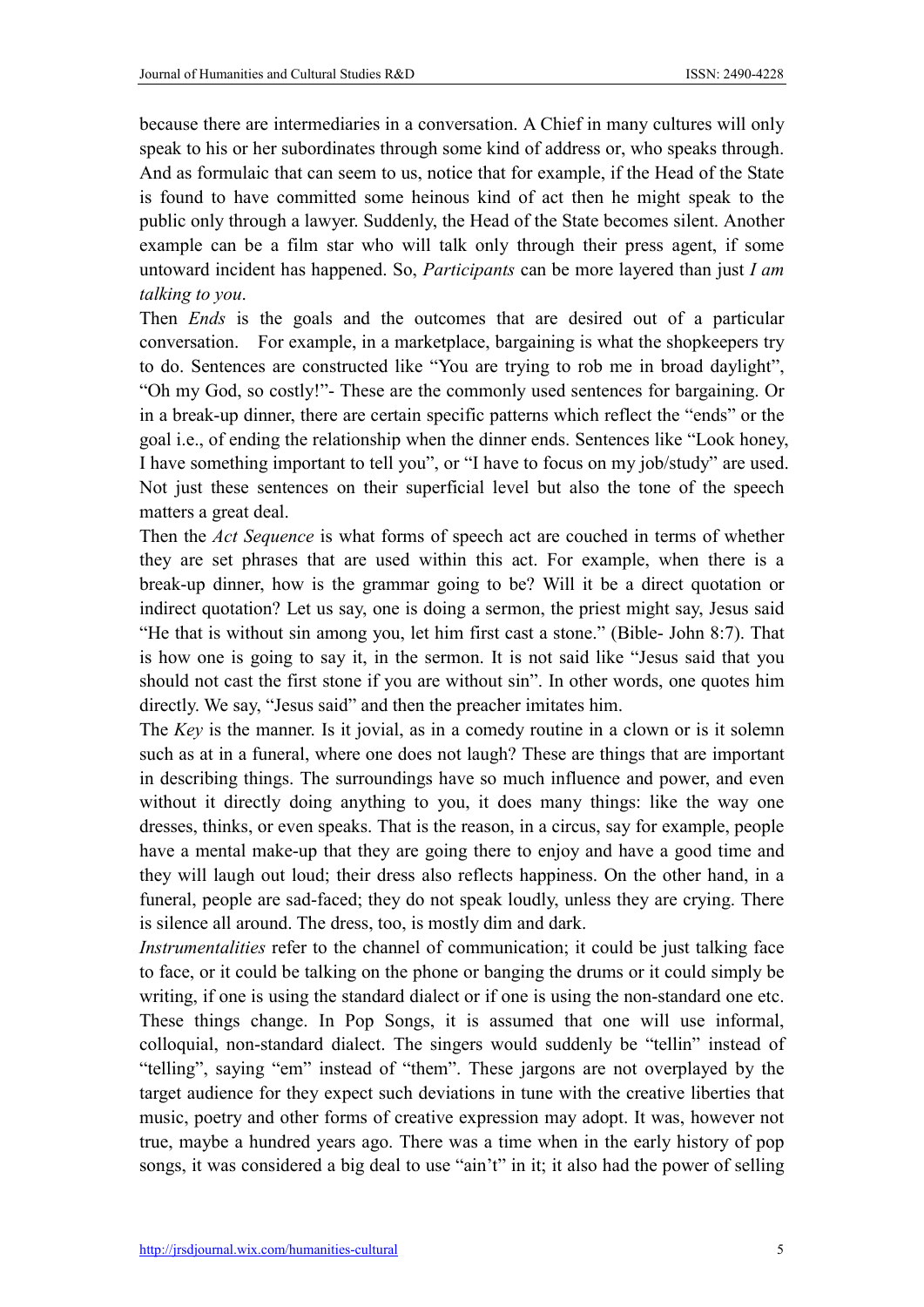because there are intermediaries in a conversation. A Chief in many cultures will only speak to his or her subordinates through some kind of address or, who speaks through. And as formulaic that can seem to us, notice that for example, if the Head of the State is found to have committed some heinous kind of act then he might speak to the public only through a lawyer. Suddenly, the Head of the State becomes silent. Another example can be a film star who will talk only through their press agent, if some untoward incident has happened. So, *Participants* can be more layered than just *I am talking to you*.

Then *Ends* is the goals and the outcomes that are desired out of a particular conversation. For example, in a marketplace, bargaining is what the shopkeepers try to do. Sentences are constructed like "You are trying to rob me in broad daylight", "Oh my God, so costly!"- These are the commonly used sentences for bargaining. Or in a break-up dinner, there are certain specific patterns which reflect the "ends" or the goal i.e., of ending the relationship when the dinner ends. Sentences like "Look honey, I have something important to tell you", or "I have to focus on my job/study" are used. Not just these sentences on their superficial level but also the tone of the speech matters a great deal.

Then the *Act Sequence* is what forms of speech act are couched in terms of whether they are set phrases that are used within this act. For example, when there is a break-up dinner, how is the grammar going to be? Will it be a direct quotation or indirect quotation? Let us say, one is doing a sermon, the priest might say, Jesus said "He that is without sin among you, let him first cast a stone." (Bible- John 8:7). That is how one is going to say it, in the sermon. It is not said like "Jesus said that you should not cast the first stone if you are without sin". In other words, one quotes him directly. We say, "Jesus said" and then the preacher imitates him.

The *Key* is the manner. Is it jovial, as in a comedy routine in a clown or is it solemn such as at in a funeral, where one does not laugh? These are things that are important in describing things. The surroundings have so much influence and power, and even without it directly doing anything to you, it does many things: like the way one dresses, thinks, or even speaks. That is the reason, in a circus, say for example, people have a mental make-up that they are going there to enjoy and have a good time and they will laugh out loud; their dress also reflects happiness. On the other hand, in a funeral, people are sad-faced; they do not speak loudly, unless they are crying. There is silence all around. The dress, too, is mostly dim and dark.

*Instrumentalities* refer to the channel of communication; it could be just talking face to face, or it could be talking on the phone or banging the drums or it could simply be writing, if one is using the standard dialect or if one is using the non-standard one etc. These things change. In Pop Songs, it is assumed that one will use informal, colloquial, non-standard dialect. The singers would suddenly be "tellin" instead of "telling", saying "em" instead of "them". These jargons are not overplayed by the target audience for they expect such deviations in tune with the creative liberties that music, poetry and other forms of creative expression may adopt. It was, however not true, maybe a hundred years ago. There was a time when in the early history of pop songs, it was considered a big deal to use "ain't" in it; it also had the power of selling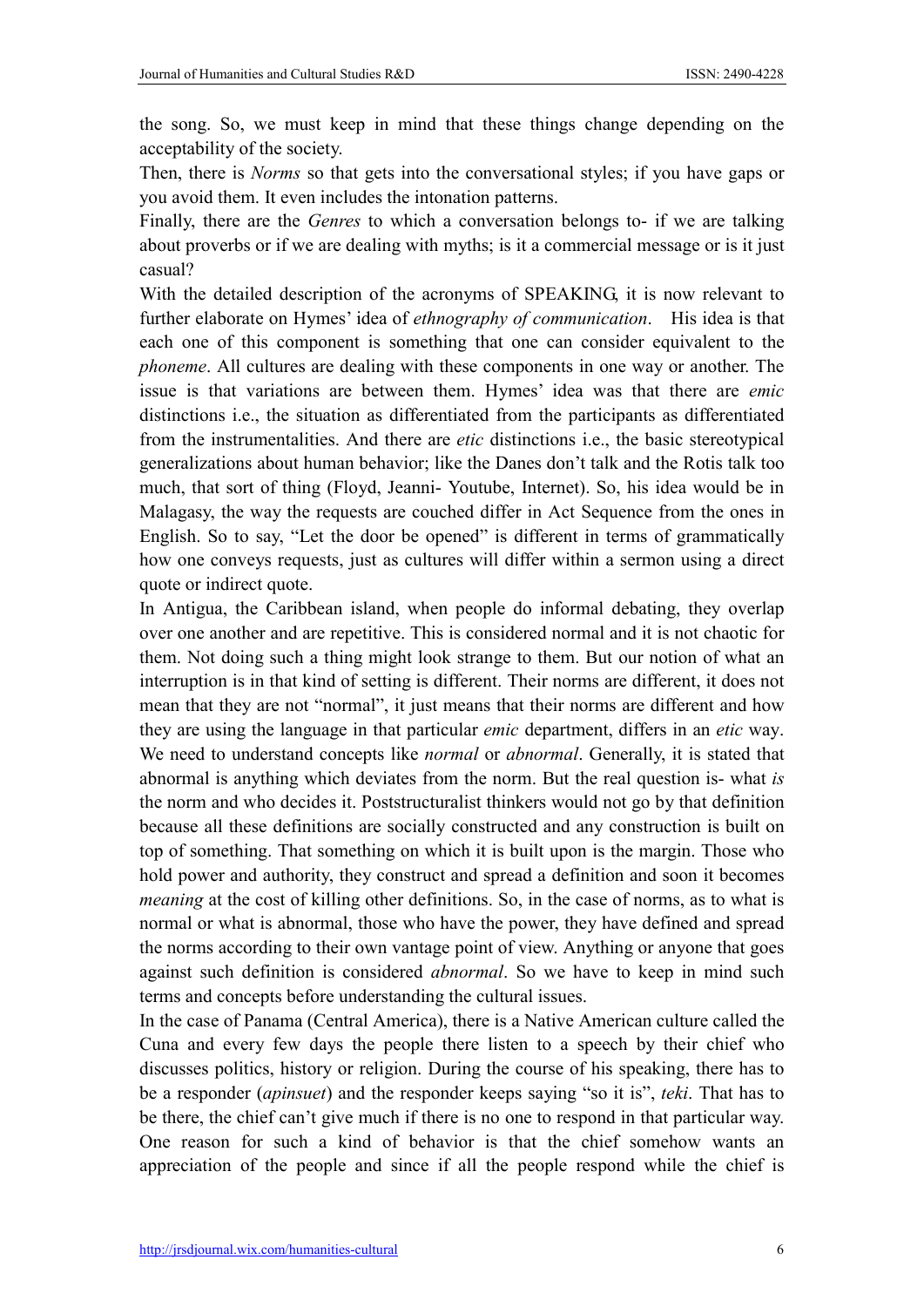the song. So, we must keep in mind that these things change depending on the acceptability of the society.

Then, there is *Norms* so that gets into the conversational styles; if you have gaps or you avoid them. It even includes the intonation patterns.

Finally, there are the *Genres* to which a conversation belongs to- if we are talking about proverbs or if we are dealing with myths; is it a commercial message or is it just casual?

With the detailed description of the acronyms of SPEAKING, it is now relevant to further elaborate on Hymes' idea of *ethnography of communication*. His idea is that each one of this component is something that one can consider equivalent to the *phoneme*. All cultures are dealing with these components in one way or another. The issue is that variations are between them. Hymes' idea was that there are *emic* distinctions i.e., the situation as differentiated from the participants as differentiated from the instrumentalities. And there are *etic* distinctions i.e., the basic stereotypical generalizations about human behavior; like the Danes don't talk and the Rotis talk too much, that sort of thing (Floyd, Jeanni- Youtube, Internet). So, his idea would be in Malagasy, the way the requests are couched differ in Act Sequence from the ones in English. So to say, "Let the door be opened" is different in terms of grammatically how one conveys requests, just as cultures will differ within a sermon using a direct quote or indirect quote.

In Antigua, the Caribbean island, when people do informal debating, they overlap over one another and are repetitive. This is considered normal and it is not chaotic for them. Not doing such a thing might look strange to them. But our notion of what an interruption is in that kind of setting is different. Their norms are different, it does not mean that they are not "normal", it just means that their norms are different and how they are using the language in that particular *emic* department, differs in an *etic* way. We need to understand concepts like *normal* or *abnormal*. Generally, it is stated that abnormal is anything which deviates from the norm. But the real question is- what *is* the norm and who decides it. Poststructuralist thinkers would not go by that definition because all these definitions are socially constructed and any construction is built on top of something. That something on which it is built upon is the margin. Those who hold power and authority, they construct and spread a definition and soon it becomes *meaning* at the cost of killing other definitions. So, in the case of norms, as to what is normal or what is abnormal, those who have the power, they have defined and spread the norms according to their own vantage point of view. Anything or anyone that goes against such definition is considered *abnormal*. So we have to keep in mind such terms and concepts before understanding the cultural issues.

In the case of Panama (Central America), there is a Native American culture called the Cuna and every few days the people there listen to a speech by their chief who discusses politics, history or religion. During the course of his speaking, there has to be a responder (*apinsuet*) and the responder keeps saying "so it is", *teki*. That has to be there, the chief can't give much if there is no one to respond in that particular way. One reason for such a kind of behavior is that the chief somehow wants an appreciation of the people and since if all the people respond while the chief is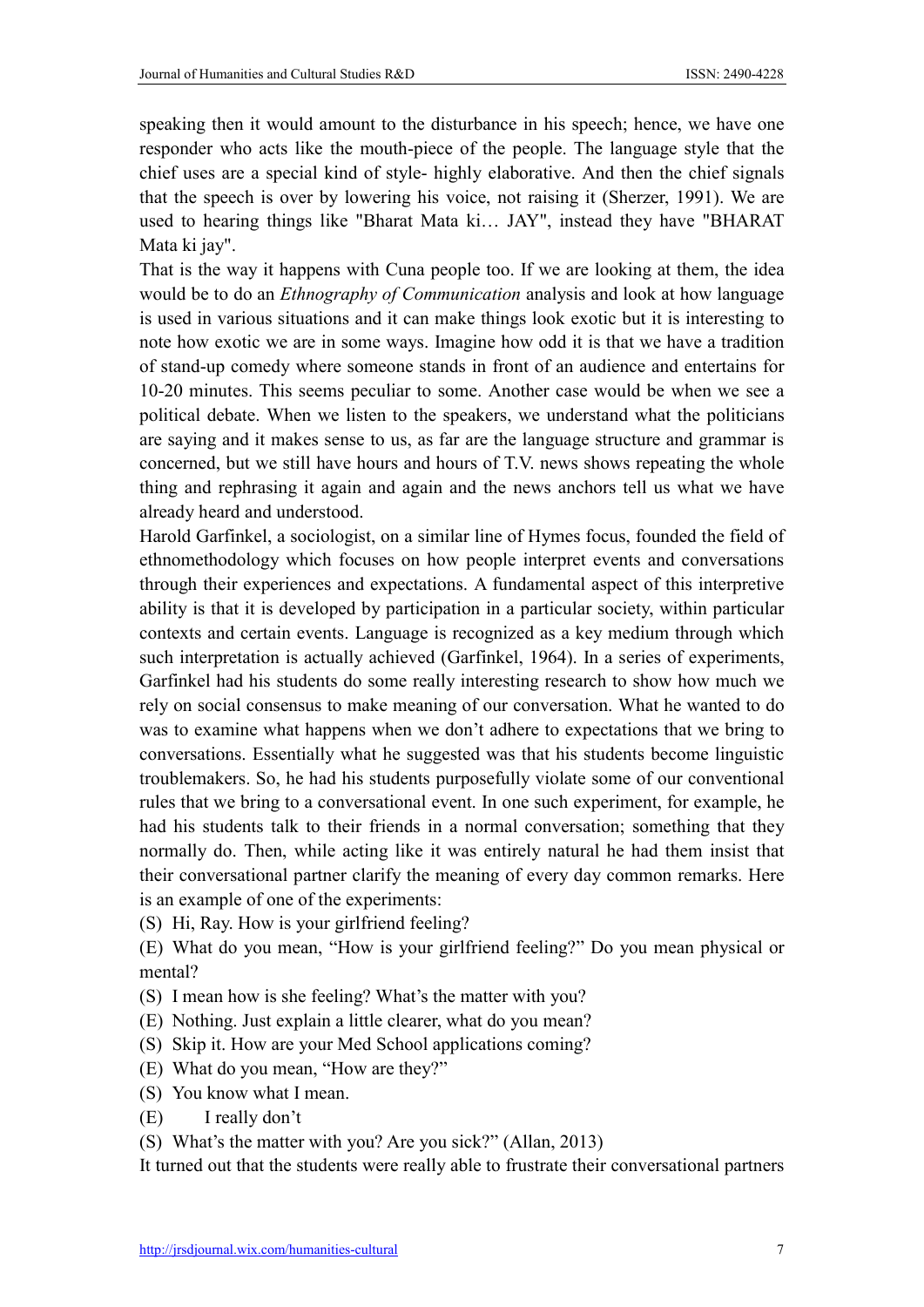speaking then it would amount to the disturbance in his speech; hence, we have one responder who acts like the mouth-piece of the people. The language style that the chief uses are a special kind of style- highly elaborative. And then the chief signals that the speech is over by lowering his voice, not raising it (Sherzer, 1991). We are used to hearing things like "Bharat Mata ki… JAY", instead they have "BHARAT Mata ki jay".

That is the way it happens with Cuna people too. If we are looking at them, the idea would be to do an *Ethnography of Communication* analysis and look at how language is used in various situations and it can make things look exotic but it is interesting to note how exotic we are in some ways. Imagine how odd it is that we have a tradition of stand-up comedy where someone stands in front of an audience and entertains for 10-20 minutes. This seems peculiar to some. Another case would be when we see a political debate. When we listen to the speakers, we understand what the politicians are saying and it makes sense to us, as far are the language structure and grammar is concerned, but we still have hours and hours of T.V. news shows repeating the whole thing and rephrasing it again and again and the news anchors tell us what we have already heard and understood.

Harold Garfinkel, a sociologist, on a similar line of Hymes focus, founded the field of ethnomethodology which focuses on how people interpret events and conversations through their experiences and expectations. A fundamental aspect of this interpretive ability is that it is developed by participation in a particular society, within particular contexts and certain events. Language is recognized as a key medium through which such interpretation is actually achieved (Garfinkel, 1964). In a series of experiments, Garfinkel had his students do some really interesting research to show how much we rely on social consensus to make meaning of our conversation. What he wanted to do was to examine what happens when we don't adhere to expectations that we bring to conversations. Essentially what he suggested was that his students become linguistic troublemakers. So, he had his students purposefully violate some of our conventional rules that we bring to a conversational event. In one such experiment, for example, he had his students talk to their friends in a normal conversation; something that they normally do. Then, while acting like it was entirely natural he had them insist that their conversational partner clarify the meaning of every day common remarks. Here is an example of one of the experiments:

(S) Hi, Ray. How is your girlfriend feeling?

(E) What do you mean, "How is your girlfriend feeling?" Do you mean physical or mental?

(S) I mean how is she feeling? What's the matter with you?

(E) Nothing. Just explain a little clearer, what do you mean?

(S) Skip it. How are your Med School applications coming?

(E) What do you mean, "How are they?"

(S) You know what I mean.

(E) I really don't

(S) What's the matter with you? Are you sick?" (Allan, 2013)

It turned out that the students were really able to frustrate their conversational partners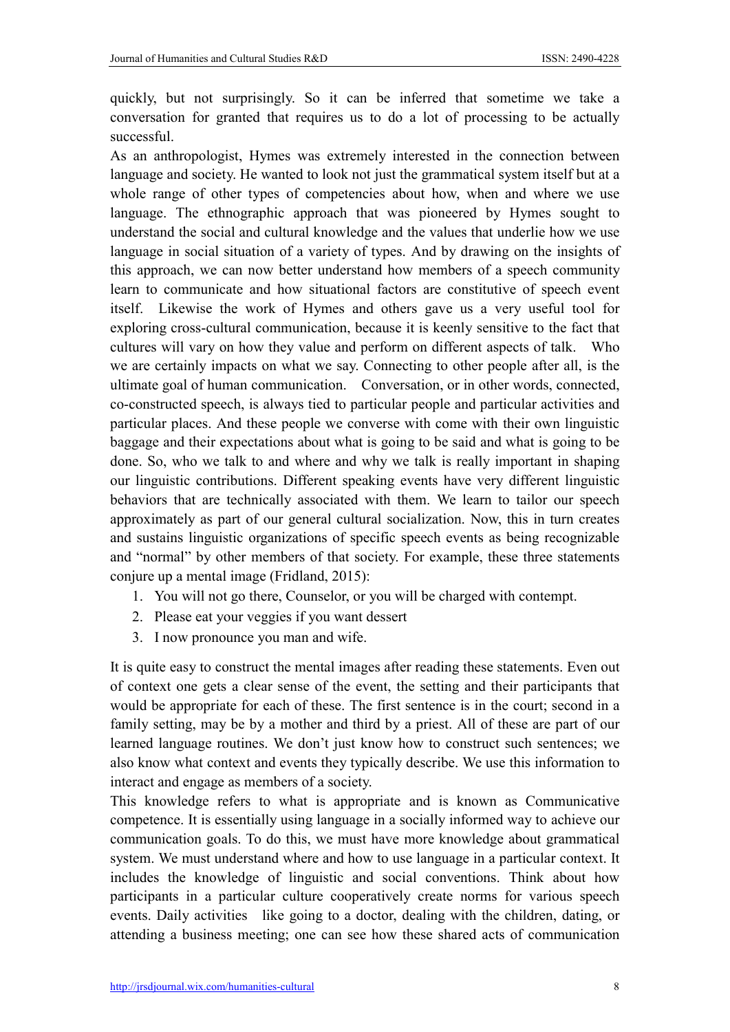quickly, but not surprisingly. So it can be inferred that sometime we take a conversation for granted that requires us to do a lot of processing to be actually successful.

As an anthropologist, Hymes was extremely interested in the connection between language and society. He wanted to look not just the grammatical system itself but at a whole range of other types of competencies about how, when and where we use language. The ethnographic approach that was pioneered by Hymes sought to understand the social and cultural knowledge and the values that underlie how we use language in social situation of a variety of types. And by drawing on the insights of this approach, we can now better understand how members of a speech community learn to communicate and how situational factors are constitutive of speech event itself. Likewise the work of Hymes and others gave us a very useful tool for exploring cross-cultural communication, because it is keenly sensitive to the fact that cultures will vary on how they value and perform on different aspects of talk. Who we are certainly impacts on what we say. Connecting to other people after all, is the ultimate goal of human communication. Conversation, or in other words, connected, co-constructed speech, is always tied to particular people and particular activities and particular places. And these people we converse with come with their own linguistic baggage and their expectations about what is going to be said and what is going to be done. So, who we talk to and where and why we talk is really important in shaping our linguistic contributions. Different speaking events have very different linguistic behaviors that are technically associated with them. We learn to tailor our speech approximately as part of our general cultural socialization. Now, this in turn creates and sustains linguistic organizations of specific speech events as being recognizable and "normal" by other members of that society. For example, these three statements conjure up a mental image (Fridland, 2015):

1. You will not go there, Counselor, or you will be charged with contempt.
2. Please eat your veggies if you want dessert
3. I now pronounce you man and wife.

It is quite easy to construct the mental images after reading these statements. Even out of context one gets a clear sense of the event, the setting and their participants that would be appropriate for each of these. The first sentence is in the court; second in a family setting, may be by a mother and third by a priest. All of these are part of our learned language routines. We don't just know how to construct such sentences; we also know what context and events they typically describe. We use this information to interact and engage as members of a society.

This knowledge refers to what is appropriate and is known as Communicative competence. It is essentially using language in a socially informed way to achieve our communication goals. To do this, we must have more knowledge about grammatical system. We must understand where and how to use language in a particular context. It includes the knowledge of linguistic and social conventions. Think about how participants in a particular culture cooperatively create norms for various speech events. Daily activities like going to a doctor, dealing with the children, dating, or attending a business meeting; one can see how these shared acts of communication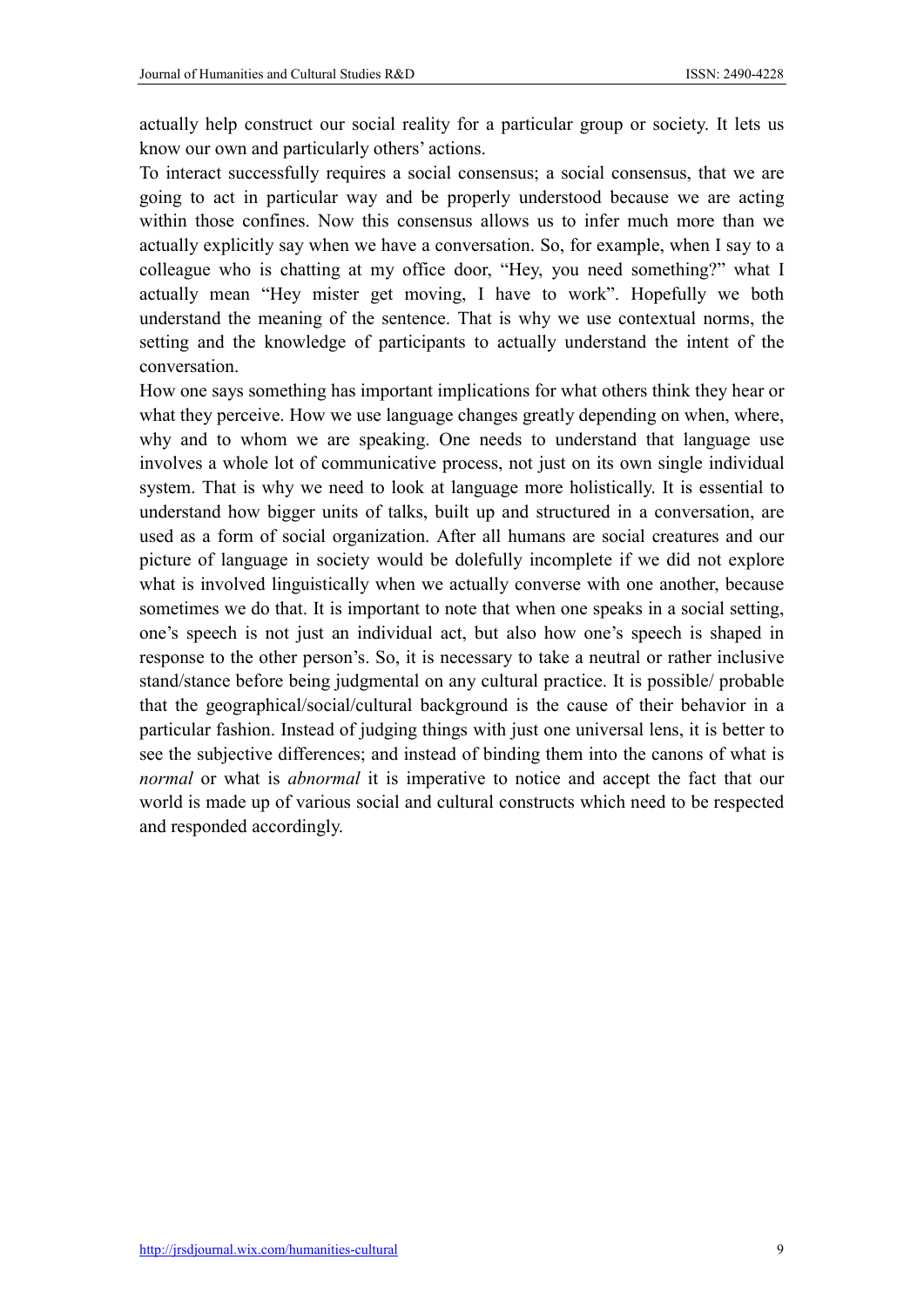actually help construct our social reality for a particular group or society. It lets us know our own and particularly others' actions.

To interact successfully requires a social consensus; a social consensus, that we are going to act in particular way and be properly understood because we are acting within those confines. Now this consensus allows us to infer much more than we actually explicitly say when we have a conversation. So, for example, when I say to a colleague who is chatting at my office door, "Hey, you need something?" what I actually mean "Hey mister get moving, I have to work". Hopefully we both understand the meaning of the sentence. That is why we use contextual norms, the setting and the knowledge of participants to actually understand the intent of the conversation.

How one says something has important implications for what others think they hear or what they perceive. How we use language changes greatly depending on when, where, why and to whom we are speaking. One needs to understand that language use involves a whole lot of communicative process, not just on its own single individual system. That is why we need to look at language more holistically. It is essential to understand how bigger units of talks, built up and structured in a conversation, are used as a form of social organization. After all humans are social creatures and our picture of language in society would be dolefully incomplete if we did not explore what is involved linguistically when we actually converse with one another, because sometimes we do that. It is important to note that when one speaks in a social setting, one's speech is not just an individual act, but also how one's speech is shaped in response to the other person's. So, it is necessary to take a neutral or rather inclusive stand/stance before being judgmental on any cultural practice. It is possible/ probable that the geographical/social/cultural background is the cause of their behavior in a particular fashion. Instead of judging things with just one universal lens, it is better to see the subjective differences; and instead of binding them into the canons of what is *normal* or what is *abnormal* it is imperative to notice and accept the fact that our world is made up of various social and cultural constructs which need to be respected and responded accordingly.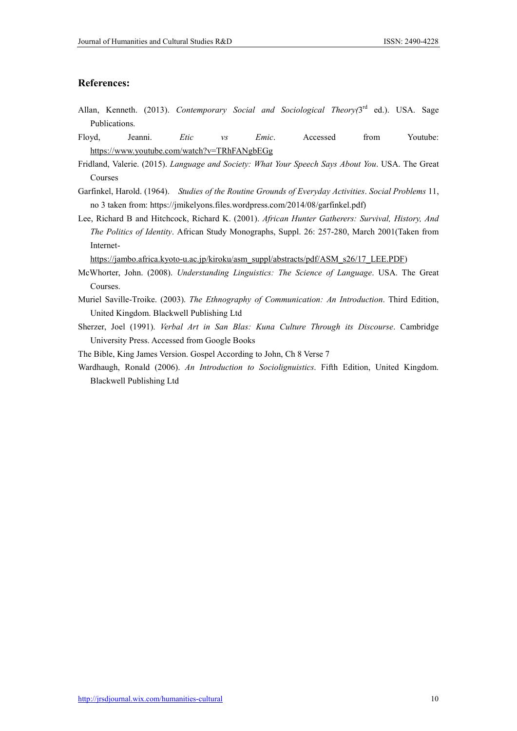## References:

Allan, Kenneth. (2013). *Contemporary Social and Sociological Theory(*3rd ed.). USA. Sage Publications.

Floyd, Jeanni. *Etic vs Emic*. Accessed from Youtube: https://www.youtube.com/watch?v=TRhFANgbEGg

Fridland, Valerie. (2015). *Language and Society: What Your Speech Says About You*. USA. The Great Courses

Garfinkel, Harold. (1964). *Studies of the Routine Grounds of Everyday Activities*. *Social Problems* 11, no 3 taken from: https://jmikelyons.files.wordpress.com/2014/08/garfinkel.pdf)

Lee, Richard B and Hitchcock, Richard K. (2001). *African Hunter Gatherers: Survival, History, And The Politics of Identity*. African Study Monographs, Suppl. 26: 257-280, March 2001(Taken from Internet- https://jambo.africa.kyoto-u.ac.jp/kiroku/asm_suppl/abstracts/pdf/ASM_s26/17_LEE.PDF)

McWhorter, John. (2008). *Understanding Linguistics: The Science of Language*. USA. The Great Courses.

Muriel Saville-Troike. (2003). *The Ethnography of Communication: An Introduction*. Third Edition, United Kingdom. Blackwell Publishing Ltd

Sherzer, Joel (1991). *Verbal Art in San Blas: Kuna Culture Through its Discourse*. Cambridge University Press. Accessed from Google Books

The Bible, King James Version. Gospel According to John, Ch 8 Verse 7

Wardhaugh, Ronald (2006). *An Introduction to Sociolignuistics*. Fifth Edition, United Kingdom. Blackwell Publishing Ltd